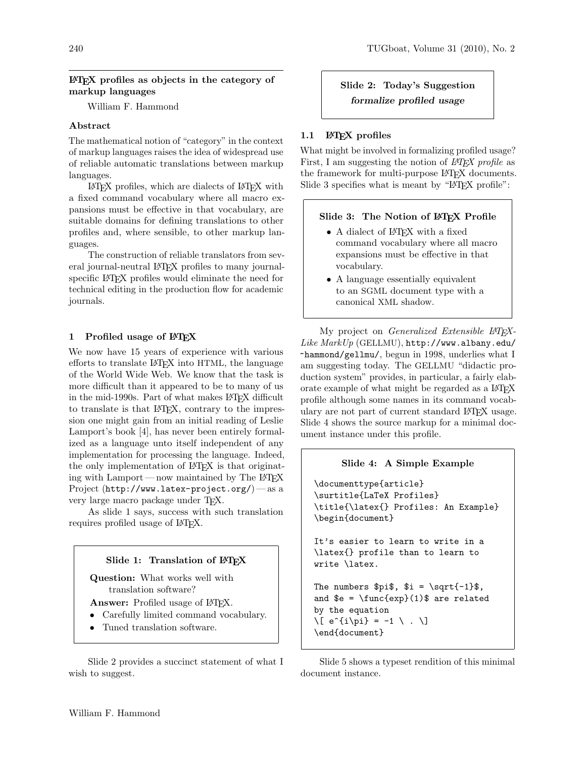# LaTeX profiles as objects in the category of markup languages

William F. Hammond

## Abstract

The mathematical notion of "category" in the context of markup languages raises the idea of widespread use of reliable automatic translations between markup languages.

LaTeX profiles, which are dialects of LaTeX with a fixed command vocabulary where all macro expansions must be effective in that vocabulary, are suitable domains for defining translations to other profiles and, where sensible, to other markup languages.

The construction of reliable translators from several journal-neutral LaTeX profiles to many journal-specific LaTeX profiles would eliminate the need for technical editing in the production flow for academic journals.

## 1 Profiled usage of LaTeX

We now have 15 years of experience with various efforts to translate LaTeX into HTML, the language of the World Wide Web. We know that the task is more difficult than it appeared to be to many of us in the mid-1990s. Part of what makes LaTeX difficult to translate is that LaTeX, contrary to the impression one might gain from an initial reading of Leslie Lamport's book [4], has never been entirely formalized as a language unto itself independent of any implementation for processing the language. Indeed, the only implementation of LaTeX is that originating with Lamport — now maintained by The LaTeX Project (http://www.latex-project.org/) — as a very large macro package under TeX.

As slide 1 says, success with such translation requires profiled usage of LaTeX.

> **Slide 1: Translation of LaTeX**
>
> **Question:** What works well with translation software?
>
> **Answer:** Profiled usage of LaTeX.
>
> - Carefully limited command vocabulary.
> - Tuned translation software.

Slide 2 provides a succinct statement of what I wish to suggest.

> **Slide 2: Today's Suggestion**
>
> ***formalize profiled usage***

### 1.1 LaTeX profiles

What might be involved in formalizing profiled usage? First, I am suggesting the notion of *LaTeX profile* as the framework for multi-purpose LaTeX documents. Slide 3 specifies what is meant by "LaTeX profile":

> **Slide 3: The Notion of LaTeX Profile**
>
> - A dialect of LaTeX with a fixed command vocabulary where all macro expansions must be effective in that vocabulary.
> - A language essentially equivalent to an SGML document type with a canonical XML shadow.

My project on *Generalized Extensible LaTeX-Like MarkUp* (GELLMU), http://www.albany.edu/~hammond/gellmu/, begun in 1998, underlies what I am suggesting today. The GELLMU "didactic production system" provides, in particular, a fairly elaborate example of what might be regarded as a LaTeX profile although some names in its command vocabulary are not part of current standard LaTeX usage. Slide 4 shows the source markup for a minimal document instance under this profile.

**Slide 4: A Simple Example**

```
\documenttype{article}
\surtitle{LaTeX Profiles}
\title{\latex{} Profiles: An Example}
\begin{document}

It's easier to learn to write in a
\latex{} profile than to learn to
write \latex.

The numbers $pi$, $i = \sqrt{-1}$,
and $e = \func{exp}(1)$ are related
by the equation
\[ e^{i\pi} = -1 \ . \]
\end{document}
```

Slide 5 shows a typeset rendition of this minimal document instance.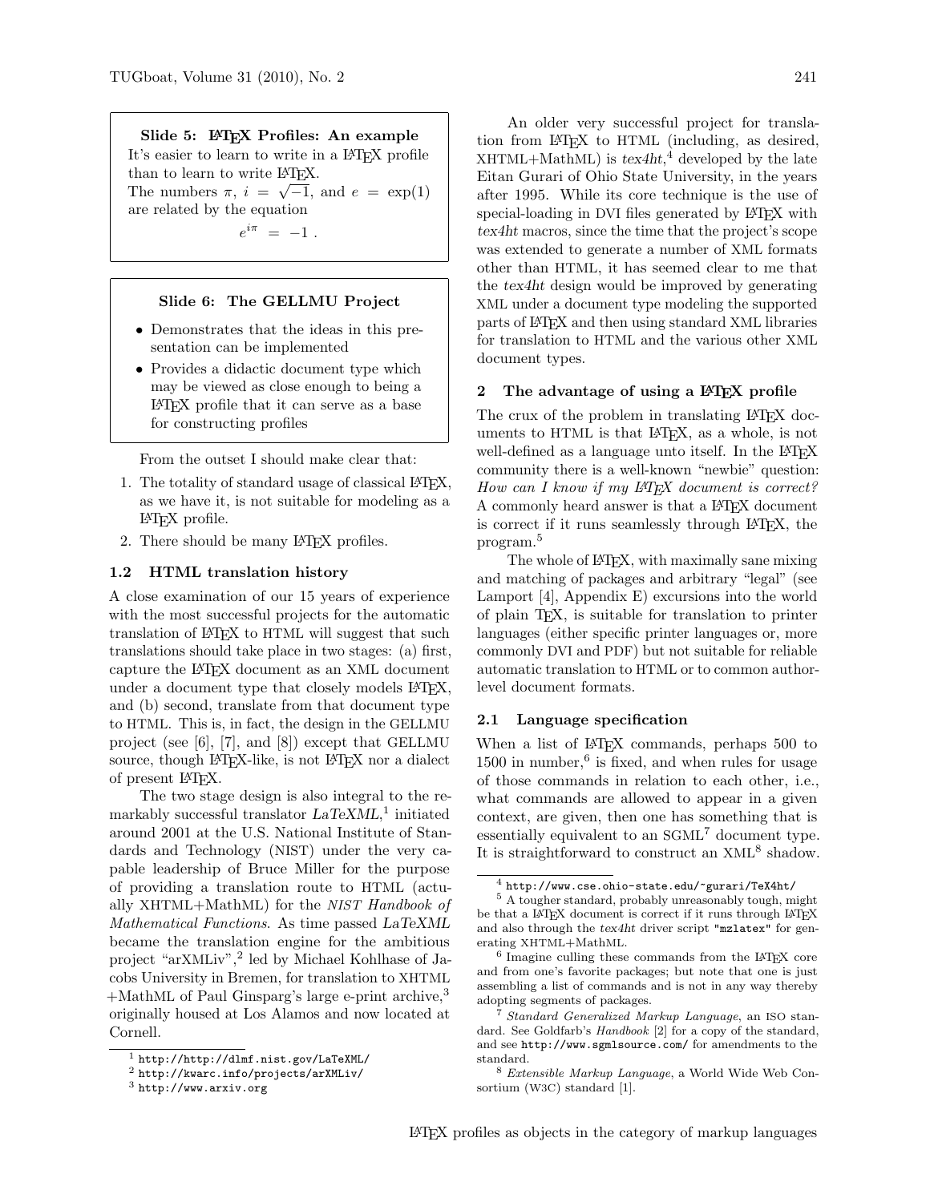**Slide 5: LaTeX Profiles: An example**

It's easier to learn to write in a LaTeX profile than to learn to write LaTeX.
The numbers $\pi$, $i = \sqrt{-1}$, and $e = \exp(1)$ are related by the equation

$$e^{i\pi} = -1 .$$

**Slide 6: The GELLMU Project**

- Demonstrates that the ideas in this presentation can be implemented
- Provides a didactic document type which may be viewed as close enough to being a LaTeX profile that it can serve as a base for constructing profiles

From the outset I should make clear that:

1. The totality of standard usage of classical LaTeX, as we have it, is not suitable for modeling as a LaTeX profile.
2. There should be many LaTeX profiles.

### 1.2 HTML translation history

A close examination of our 15 years of experience with the most successful projects for the automatic translation of LaTeX to HTML will suggest that such translations should take place in two stages: (a) first, capture the LaTeX document as an XML document under a document type that closely models LaTeX, and (b) second, translate from that document type to HTML. This is, in fact, the design in the GELLMU project (see [6], [7], and [8]) except that GELLMU source, though LaTeX-like, is not LaTeX nor a dialect of present LaTeX.

The two stage design is also integral to the remarkably successful translator *LaTeXML*,[1] initiated around 2001 at the U.S. National Institute of Standards and Technology (NIST) under the very capable leadership of Bruce Miller for the purpose of providing a translation route to HTML (actually XHTML+MathML) for the *NIST Handbook of Mathematical Functions*. As time passed *LaTeXML* became the translation engine for the ambitious project "arXMLiv",[2] led by Michael Kohlhase of Jacobs University in Bremen, for translation to XHTML +MathML of Paul Ginsparg's large e-print archive,[3] originally housed at Los Alamos and now located at Cornell.

An older very successful project for translation from LaTeX to HTML (including, as desired, XHTML+MathML) is *tex4ht*,[4] developed by the late Eitan Gurari of Ohio State University, in the years after 1995. While its core technique is the use of special-loading in DVI files generated by LaTeX with *tex4ht* macros, since the time that the project's scope was extended to generate a number of XML formats other than HTML, it has seemed clear to me that the *tex4ht* design would be improved by generating XML under a document type modeling the supported parts of LaTeX and then using standard XML libraries for translation to HTML and the various other XML document types.

## 2 The advantage of using a LaTeX profile

The crux of the problem in translating LaTeX documents to HTML is that LaTeX, as a whole, is not well-defined as a language unto itself. In the LaTeX community there is a well-known "newbie" question: *How can I know if my LaTeX document is correct?* A commonly heard answer is that a LaTeX document is correct if it runs seamlessly through LaTeX, the program.[5]

The whole of LaTeX, with maximally sane mixing and matching of packages and arbitrary "legal" (see Lamport [4], Appendix E) excursions into the world of plain TeX, is suitable for translation to printer languages (either specific printer languages or, more commonly DVI and PDF) but not suitable for reliable automatic translation to HTML or to common author-level document formats.

### 2.1 Language specification

When a list of LaTeX commands, perhaps 500 to 1500 in number,[6] is fixed, and when rules for usage of those commands in relation to each other, i.e., what commands are allowed to appear in a given context, are given, then one has something that is essentially equivalent to an SGML[7] document type. It is straightforward to construct an XML[8] shadow.

---

[1] http://http://dlmf.nist.gov/LaTeXML/

[2] http://kwarc.info/projects/arXMLiv/

[3] http://www.arxiv.org

[4] http://www.cse.ohio-state.edu/~gurari/TeX4ht/

[5] A tougher standard, probably unreasonably tough, might be that a LaTeX document is correct if it runs through LaTeX and also through the *tex4ht* driver script "mzlatex" for generating XHTML+MathML.

[6] Imagine culling these commands from the LaTeX core and from one's favorite packages; but note that one is just assembling a list of commands and is not in any way thereby adopting segments of packages.

[7] *Standard Generalized Markup Language*, an ISO standard. See Goldfarb's *Handbook* [2] for a copy of the standard, and see http://www.sgmlsource.com/ for amendments to the standard.

[8] *Extensible Markup Language*, a World Wide Web Consortium (W3C) standard [1].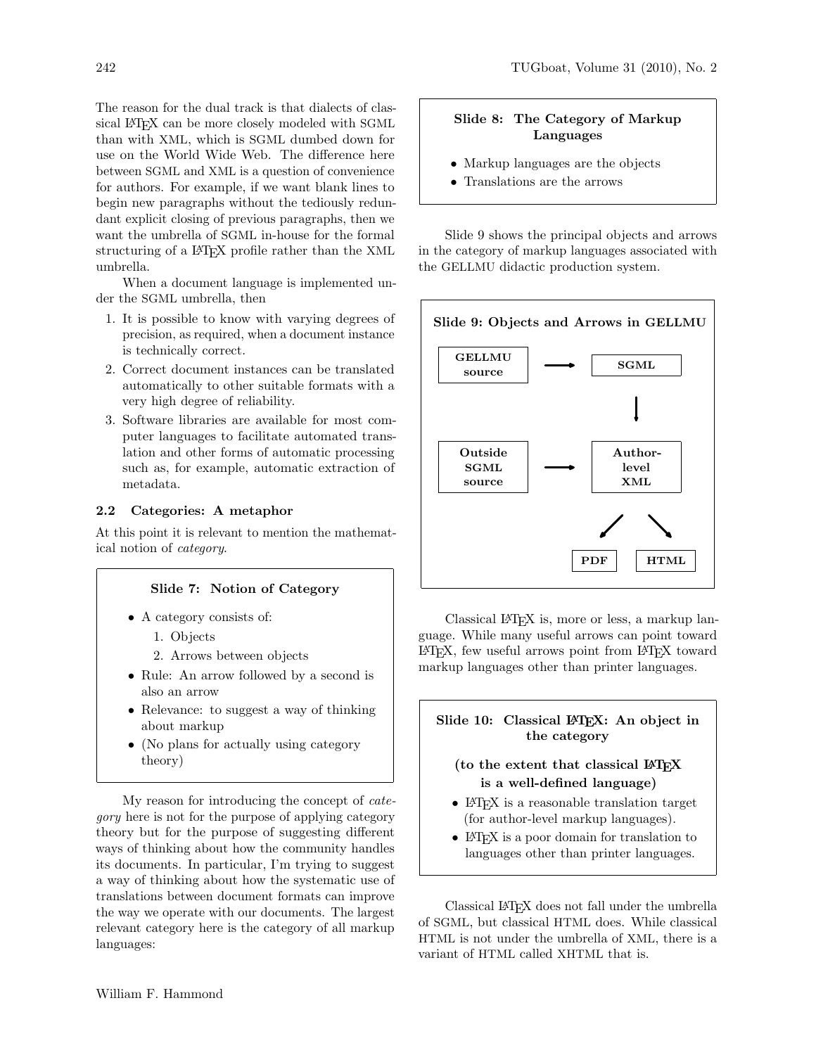The reason for the dual track is that dialects of classical LaTeX can be more closely modeled with SGML than with XML, which is SGML dumbed down for use on the World Wide Web. The difference here between SGML and XML is a question of convenience for authors. For example, if we want blank lines to begin new paragraphs without the tediously redundant explicit closing of previous paragraphs, then we want the umbrella of SGML in-house for the formal structuring of a LaTeX profile rather than the XML umbrella.

When a document language is implemented under the SGML umbrella, then

1. It is possible to know with varying degrees of precision, as required, when a document instance is technically correct.
2. Correct document instances can be translated automatically to other suitable formats with a very high degree of reliability.
3. Software libraries are available for most computer languages to facilitate automated translation and other forms of automatic processing such as, for example, automatic extraction of metadata.

### 2.2 Categories: A metaphor

At this point it is relevant to mention the mathematical notion of *category*.

> **Slide 7: Notion of Category**
>
> - A category consists of:
>   1. Objects
>   2. Arrows between objects
> - Rule: An arrow followed by a second is also an arrow
> - Relevance: to suggest a way of thinking about markup
> - (No plans for actually using category theory)

My reason for introducing the concept of *category* here is not for the purpose of applying category theory but for the purpose of suggesting different ways of thinking about how the community handles its documents. In particular, I'm trying to suggest a way of thinking about how the systematic use of translations between document formats can improve the way we operate with our documents. The largest relevant category here is the category of all markup languages:

> **Slide 8: The Category of Markup Languages**
>
> - Markup languages are the objects
> - Translations are the arrows

Slide 9 shows the principal objects and arrows in the category of markup languages associated with the GELLMU didactic production system.

> **Slide 9: Objects and Arrows in GELLMU**
>
> GELLMU source → SGML
>
> SGML → Author-level XML
>
> Outside SGML source → Author-level XML
>
> Author-level XML → PDF
>
> Author-level XML → HTML

Classical LaTeX is, more or less, a markup language. While many useful arrows can point toward LaTeX, few useful arrows point from LaTeX toward markup languages other than printer languages.

> **Slide 10: Classical LaTeX: An object in the category**
>
> **(to the extent that classical LaTeX is a well-defined language)**
>
> - LaTeX is a reasonable translation target (for author-level markup languages).
> - LaTeX is a poor domain for translation to languages other than printer languages.

Classical LaTeX does not fall under the umbrella of SGML, but classical HTML does. While classical HTML is not under the umbrella of XML, there is a variant of HTML called XHTML that is.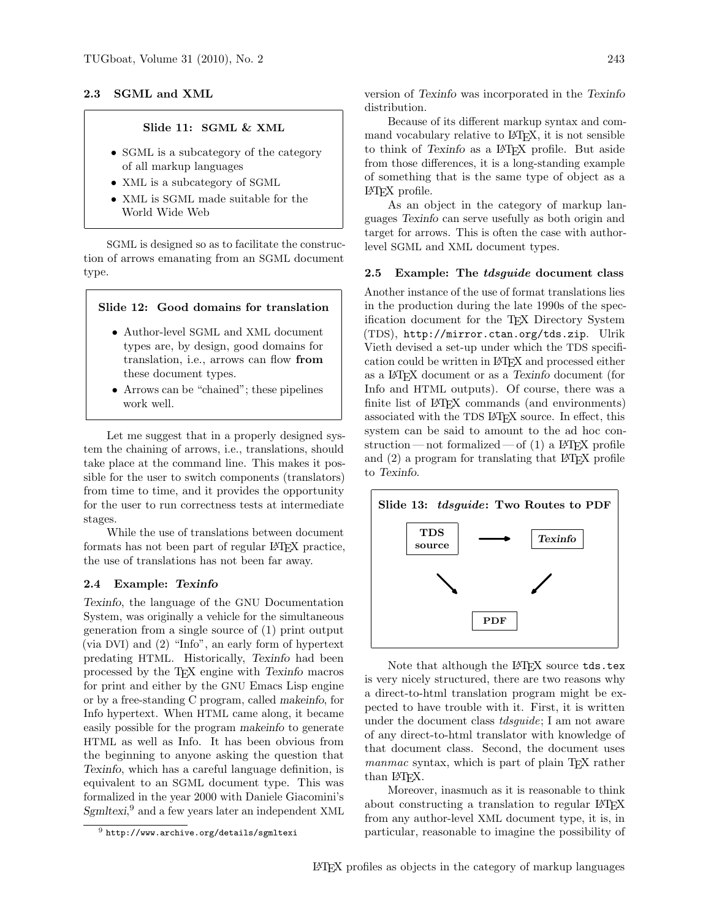### 2.3 SGML and XML

> **Slide 11: SGML & XML**
>
> - SGML is a subcategory of the category of all markup languages
> - XML is a subcategory of SGML
> - XML is SGML made suitable for the World Wide Web

SGML is designed so as to facilitate the construction of arrows emanating from an SGML document type.

> **Slide 12: Good domains for translation**
>
> - Author-level SGML and XML document types are, by design, good domains for translation, i.e., arrows can flow **from** these document types.
> - Arrows can be "chained"; these pipelines work well.

Let me suggest that in a properly designed system the chaining of arrows, i.e., translations, should take place at the command line. This makes it possible for the user to switch components (translators) from time to time, and it provides the opportunity for the user to run correctness tests at intermediate stages.

While the use of translations between document formats has not been part of regular LaTeX practice, the use of translations has not been far away.

### 2.4 Example: *Texinfo*

*Texinfo*, the language of the GNU Documentation System, was originally a vehicle for the simultaneous generation from a single source of (1) print output (via DVI) and (2) "Info", an early form of hypertext predating HTML. Historically, *Texinfo* had been processed by the TeX engine with *Texinfo* macros for print and either by the GNU Emacs Lisp engine or by a free-standing C program, called *makeinfo*, for Info hypertext. When HTML came along, it became easily possible for the program *makeinfo* to generate HTML as well as Info. It has been obvious from the beginning to anyone asking the question that *Texinfo*, which has a careful language definition, is equivalent to an SGML document type. This was formalized in the year 2000 with Daniele Giacomini's *Sgmltexi*,[9] and a few years later an independent XML version of *Texinfo* was incorporated in the *Texinfo* distribution.

Because of its different markup syntax and command vocabulary relative to LaTeX, it is not sensible to think of *Texinfo* as a LaTeX profile. But aside from those differences, it is a long-standing example of something that is the same type of object as a LaTeX profile.

As an object in the category of markup languages *Texinfo* can serve usefully as both origin and target for arrows. This is often the case with author-level SGML and XML document types.

### 2.5 Example: The *tdsguide* document class

Another instance of the use of format translations lies in the production during the late 1990s of the specification document for the TeX Directory System (TDS), `http://mirror.ctan.org/tds.zip`. Ulrik Vieth devised a set-up under which the TDS specification could be written in LaTeX and processed either as a LaTeX document or as a *Texinfo* document (for Info and HTML outputs). Of course, there was a finite list of LaTeX commands (and environments) associated with the TDS LaTeX source. In effect, this system can be said to amount to the ad hoc construction — not formalized — of (1) a LaTeX profile and (2) a program for translating that LaTeX profile to *Texinfo*.

> **Slide 13: *tdsguide*: Two Routes to PDF**
>
> TDS source → *Texinfo*
>
> TDS source → PDF
>
> *Texinfo* → PDF

Note that although the LaTeX source `tds.tex` is very nicely structured, there are two reasons why a direct-to-html translation program might be expected to have trouble with it. First, it is written under the document class *tdsguide*; I am not aware of any direct-to-html translator with knowledge of that document class. Second, the document uses *manmac* syntax, which is part of plain TeX rather than LaTeX.

Moreover, inasmuch as it is reasonable to think about constructing a translation to regular LaTeX from any author-level XML document type, it is, in particular, reasonable to imagine the possibility of

---

[9] `http://www.archive.org/details/sgmltexi`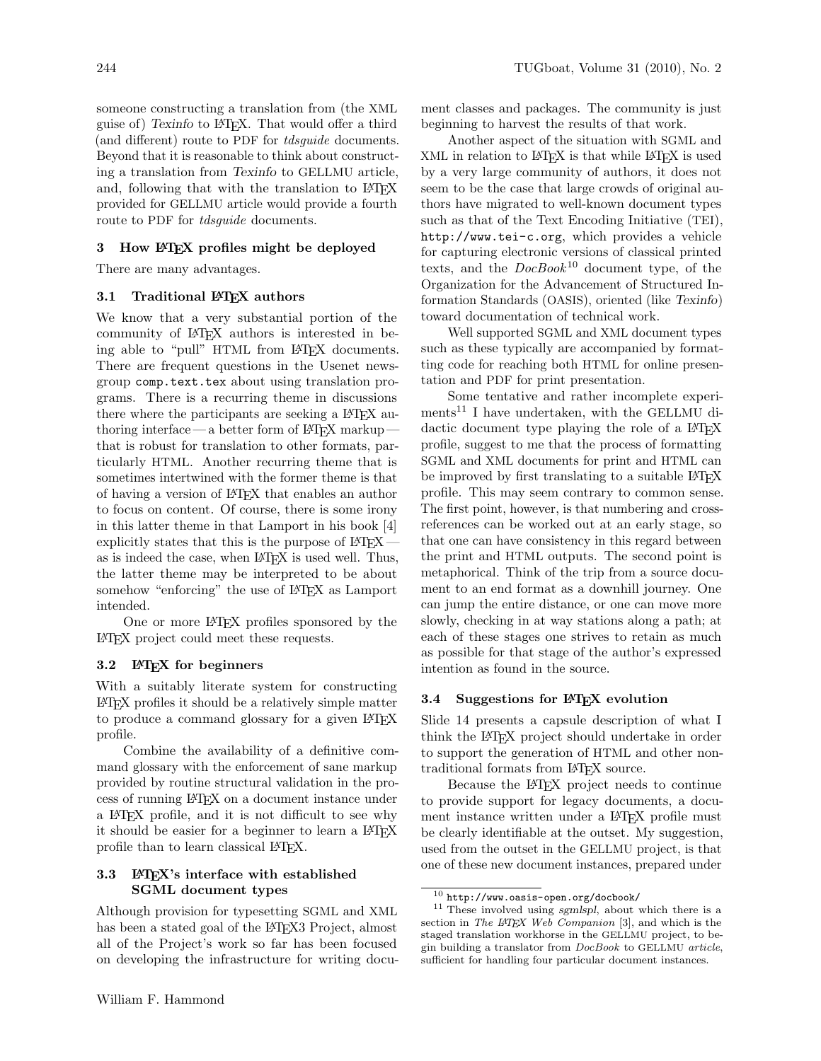someone constructing a translation from (the XML guise of) *Texinfo* to LaTeX. That would offer a third (and different) route to PDF for *tdsguide* documents. Beyond that it is reasonable to think about constructing a translation from *Texinfo* to GELLMU article, and, following that with the translation to LaTeX provided for GELLMU article would provide a fourth route to PDF for *tdsguide* documents.

## 3 How LaTeX profiles might be deployed

There are many advantages.

### 3.1 Traditional LaTeX authors

We know that a very substantial portion of the community of LaTeX authors is interested in being able to "pull" HTML from LaTeX documents. There are frequent questions in the Usenet newsgroup `comp.text.tex` about using translation programs. There is a recurring theme in discussions there where the participants are seeking a LaTeX authoring interface — a better form of LaTeX markup — that is robust for translation to other formats, particularly HTML. Another recurring theme that is sometimes intertwined with the former theme is that of having a version of LaTeX that enables an author to focus on content. Of course, there is some irony in this latter theme in that Lamport in his book [4] explicitly states that this is the purpose of LaTeX — as is indeed the case, when LaTeX is used well. Thus, the latter theme may be interpreted to be about somehow "enforcing" the use of LaTeX as Lamport intended.

One or more LaTeX profiles sponsored by the LaTeX project could meet these requests.

### 3.2 LaTeX for beginners

With a suitably literate system for constructing LaTeX profiles it should be a relatively simple matter to produce a command glossary for a given LaTeX profile.

Combine the availability of a definitive command glossary with the enforcement of sane markup provided by routine structural validation in the process of running LaTeX on a document instance under a LaTeX profile, and it is not difficult to see why it should be easier for a beginner to learn a LaTeX profile than to learn classical LaTeX.

### 3.3 LaTeX's interface with established SGML document types

Although provision for typesetting SGML and XML has been a stated goal of the LaTeX3 Project, almost all of the Project's work so far has been focused on developing the infrastructure for writing document classes and packages. The community is just beginning to harvest the results of that work.

Another aspect of the situation with SGML and XML in relation to LaTeX is that while LaTeX is used by a very large community of authors, it does not seem to be the case that large crowds of original authors have migrated to well-known document types such as that of the Text Encoding Initiative (TEI), `http://www.tei-c.org`, which provides a vehicle for capturing electronic versions of classical printed texts, and the *DocBook*[10] document type, of the Organization for the Advancement of Structured Information Standards (OASIS), oriented (like *Texinfo*) toward documentation of technical work.

Well supported SGML and XML document types such as these typically are accompanied by formatting code for reaching both HTML for online presentation and PDF for print presentation.

Some tentative and rather incomplete experiments[11] I have undertaken, with the GELLMU didactic document type playing the role of a LaTeX profile, suggest to me that the process of formatting SGML and XML documents for print and HTML can be improved by first translating to a suitable LaTeX profile. This may seem contrary to common sense. The first point, however, is that numbering and cross-references can be worked out at an early stage, so that one can have consistency in this regard between the print and HTML outputs. The second point is metaphorical. Think of the trip from a source document to an end format as a downhill journey. One can jump the entire distance, or one can move more slowly, checking in at way stations along a path; at each of these stages one strives to retain as much as possible for that stage of the author's expressed intention as found in the source.

### 3.4 Suggestions for LaTeX evolution

Slide 14 presents a capsule description of what I think the LaTeX project should undertake in order to support the generation of HTML and other non-traditional formats from LaTeX source.

Because the LaTeX project needs to continue to provide support for legacy documents, a document instance written under a LaTeX profile must be clearly identifiable at the outset. My suggestion, used from the outset in the GELLMU project, is that one of these new document instances, prepared under

---

[10] `http://www.oasis-open.org/docbook/`

[11] These involved using *sgmlspl*, about which there is a section in *The LaTeX Web Companion* [3], and which is the staged translation workhorse in the GELLMU project, to begin building a translator from *DocBook* to GELLMU *article*, sufficient for handling four particular document instances.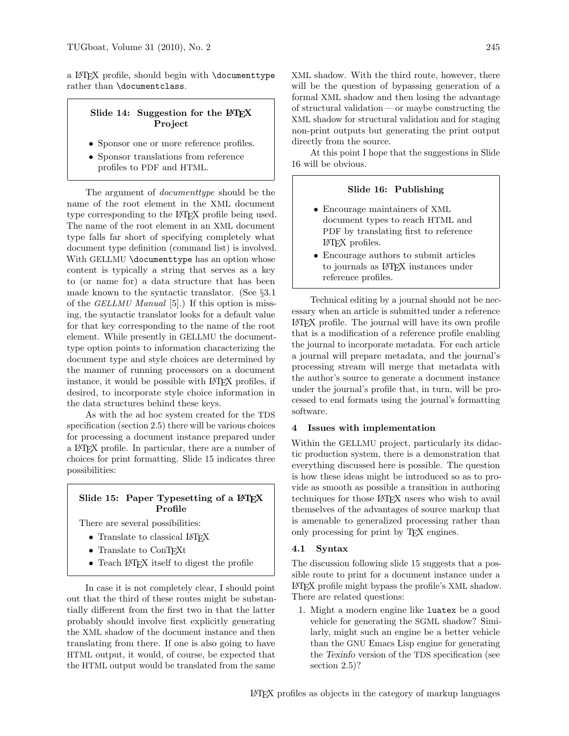a LaTeX profile, should begin with `\documenttype` rather than `\documentclass`.

> **Slide 14: Suggestion for the LaTeX Project**
>
> - Sponsor one or more reference profiles.
> - Sponsor translations from reference profiles to PDF and HTML.

The argument of *documenttype* should be the name of the root element in the XML document type corresponding to the LaTeX profile being used. The name of the root element in an XML document type falls far short of specifying completely what document type definition (command list) is involved. With GELLMU `\documenttype` has an option whose content is typically a string that serves as a key to (or name for) a data structure that has been made known to the syntactic translator. (See §3.1 of the *GELLMU Manual* [5].) If this option is missing, the syntactic translator looks for a default value for that key corresponding to the name of the root element. While presently in GELLMU the documenttype option points to information characterizing the document type and style choices are determined by the manner of running processors on a document instance, it would be possible with LaTeX profiles, if desired, to incorporate style choice information in the data structures behind these keys.

As with the ad hoc system created for the TDS specification (section 2.5) there will be various choices for processing a document instance prepared under a LaTeX profile. In particular, there are a number of choices for print formatting. Slide 15 indicates three possibilities:

> **Slide 15: Paper Typesetting of a LaTeX Profile**
>
> There are several possibilities:
>
> - Translate to classical LaTeX
> - Translate to ConTeXt
> - Teach LaTeX itself to digest the profile

In case it is not completely clear, I should point out that the third of these routes might be substantially different from the first two in that the latter probably should involve first explicitly generating the XML shadow of the document instance and then translating from there. If one is also going to have HTML output, it would, of course, be expected that the HTML output would be translated from the same XML shadow. With the third route, however, there will be the question of bypassing generation of a formal XML shadow and then losing the advantage of structural validation — or maybe constructing the XML shadow for structural validation and for staging non-print outputs but generating the print output directly from the source.

At this point I hope that the suggestions in Slide 16 will be obvious.

> **Slide 16: Publishing**
>
> - Encourage maintainers of XML document types to reach HTML and PDF by translating first to reference LaTeX profiles.
> - Encourage authors to submit articles to journals as LaTeX instances under reference profiles.

Technical editing by a journal should not be necessary when an article is submitted under a reference LaTeX profile. The journal will have its own profile that is a modification of a reference profile enabling the journal to incorporate metadata. For each article a journal will prepare metadata, and the journal's processing stream will merge that metadata with the author's source to generate a document instance under the journal's profile that, in turn, will be processed to end formats using the journal's formatting software.

## 4 Issues with implementation

Within the GELLMU project, particularly its didactic production system, there is a demonstration that everything discussed here is possible. The question is how these ideas might be introduced so as to provide as smooth as possible a transition in authoring techniques for those LaTeX users who wish to avail themselves of the advantages of source markup that is amenable to generalized processing rather than only processing for print by TeX engines.

### 4.1 Syntax

The discussion following slide 15 suggests that a possible route to print for a document instance under a LaTeX profile might bypass the profile's XML shadow. There are related questions:

1. Might a modern engine like `luatex` be a good vehicle for generating the SGML shadow? Similarly, might such an engine be a better vehicle than the GNU Emacs Lisp engine for generating the *Texinfo* version of the TDS specification (see section 2.5)?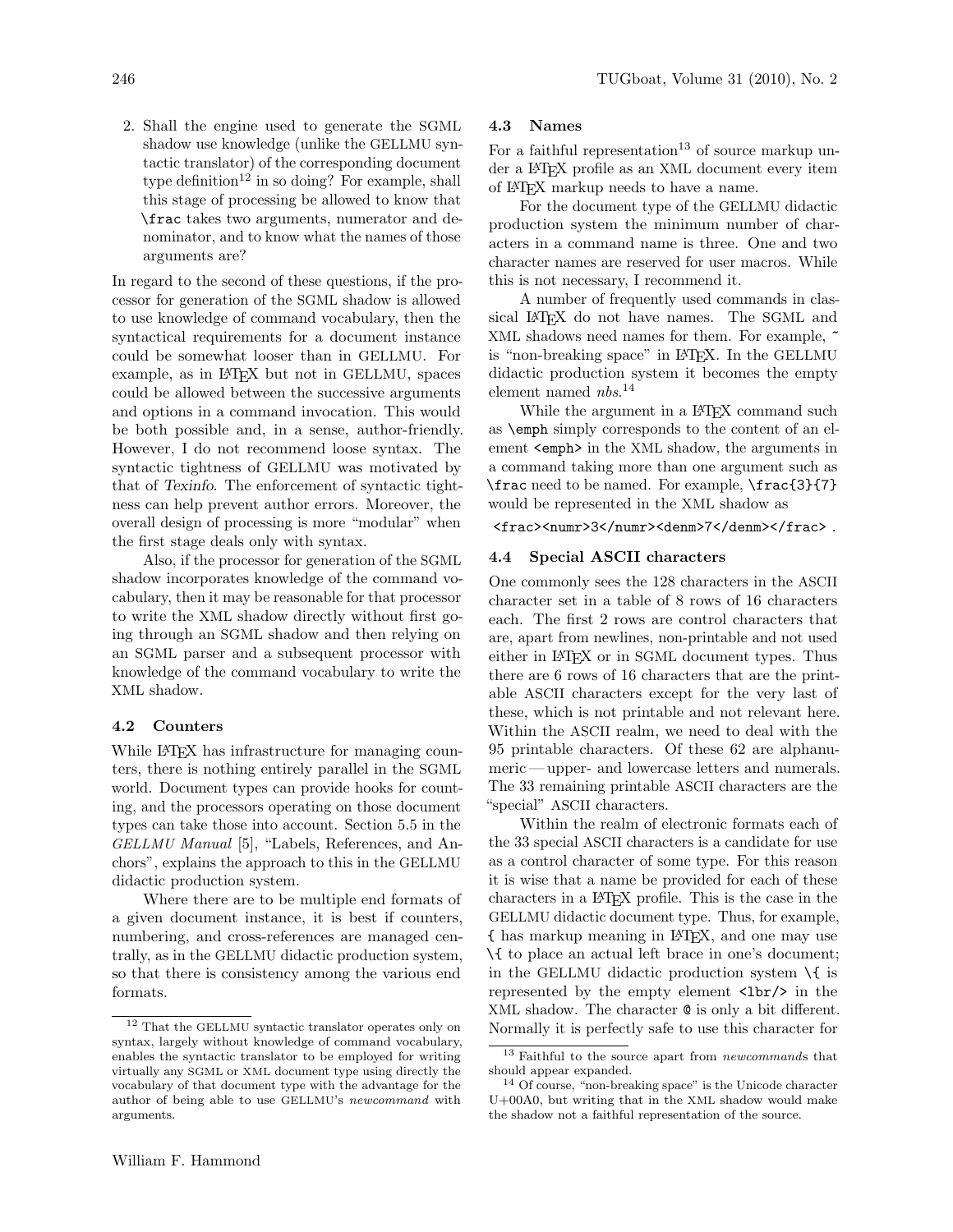2. Shall the engine used to generate the SGML shadow use knowledge (unlike the GELLMU syntactic translator) of the corresponding document type definition[12] in so doing? For example, shall this stage of processing be allowed to know that `\frac` takes two arguments, numerator and denominator, and to know what the names of those arguments are?

In regard to the second of these questions, if the processor for generation of the SGML shadow is allowed to use knowledge of command vocabulary, then the syntactical requirements for a document instance could be somewhat looser than in GELLMU. For example, as in LaTeX but not in GELLMU, spaces could be allowed between the successive arguments and options in a command invocation. This would be both possible and, in a sense, author-friendly. However, I do not recommend loose syntax. The syntactic tightness of GELLMU was motivated by that of *Texinfo*. The enforcement of syntactic tightness can help prevent author errors. Moreover, the overall design of processing is more "modular" when the first stage deals only with syntax.

Also, if the processor for generation of the SGML shadow incorporates knowledge of the command vocabulary, then it may be reasonable for that processor to write the XML shadow directly without first going through an SGML shadow and then relying on an SGML parser and a subsequent processor with knowledge of the command vocabulary to write the XML shadow.

### 4.2 Counters

While LaTeX has infrastructure for managing counters, there is nothing entirely parallel in the SGML world. Document types can provide hooks for counting, and the processors operating on those document types can take those into account. Section 5.5 in the *GELLMU Manual* [5], "Labels, References, and Anchors", explains the approach to this in the GELLMU didactic production system.

Where there are to be multiple end formats of a given document instance, it is best if counters, numbering, and cross-references are managed centrally, as in the GELLMU didactic production system, so that there is consistency among the various end formats.

[12] That the GELLMU syntactic translator operates only on syntax, largely without knowledge of command vocabulary, enables the syntactic translator to be employed for writing virtually any SGML or XML document type using directly the vocabulary of that document type with the advantage for the author of being able to use GELLMU's *newcommand* with arguments.

### 4.3 Names

For a faithful representation[13] of source markup under a LaTeX profile as an XML document every item of LaTeX markup needs to have a name.

For the document type of the GELLMU didactic production system the minimum number of characters in a command name is three. One and two character names are reserved for user macros. While this is not necessary, I recommend it.

A number of frequently used commands in classical LaTeX do not have names. The SGML and XML shadows need names for them. For example, `~` is "non-breaking space" in LaTeX. In the GELLMU didactic production system it becomes the empty element named *nbs*.[14]

While the argument in a LaTeX command such as `\emph` simply corresponds to the content of an element `<emph>` in the XML shadow, the arguments in a command taking more than one argument such as `\frac` need to be named. For example, `\frac{3}{7}` would be represented in the XML shadow as

`<frac><numr>3</numr><denm>7</denm></frac>` .

### 4.4 Special ASCII characters

One commonly sees the 128 characters in the ASCII character set in a table of 8 rows of 16 characters each. The first 2 rows are control characters that are, apart from newlines, non-printable and not used either in LaTeX or in SGML document types. Thus there are 6 rows of 16 characters that are the printable ASCII characters except for the very last of these, which is not printable and not relevant here. Within the ASCII realm, we need to deal with the 95 printable characters. Of these 62 are alphanumeric — upper- and lowercase letters and numerals. The 33 remaining printable ASCII characters are the "special" ASCII characters.

Within the realm of electronic formats each of the 33 special ASCII characters is a candidate for use as a control character of some type. For this reason it is wise that a name be provided for each of these characters in a LaTeX profile. This is the case in the GELLMU didactic document type. Thus, for example, `{` has markup meaning in LaTeX, and one may use `\{` to place an actual left brace in one's document; in the GELLMU didactic production system `\{` is represented by the empty element `<lbr/>` in the XML shadow. The character `@` is only a bit different. Normally it is perfectly safe to use this character for

[13] Faithful to the source apart from *newcommands* that should appear expanded.

[14] Of course, "non-breaking space" is the Unicode character U+00A0, but writing that in the XML shadow would make the shadow not a faithful representation of the source.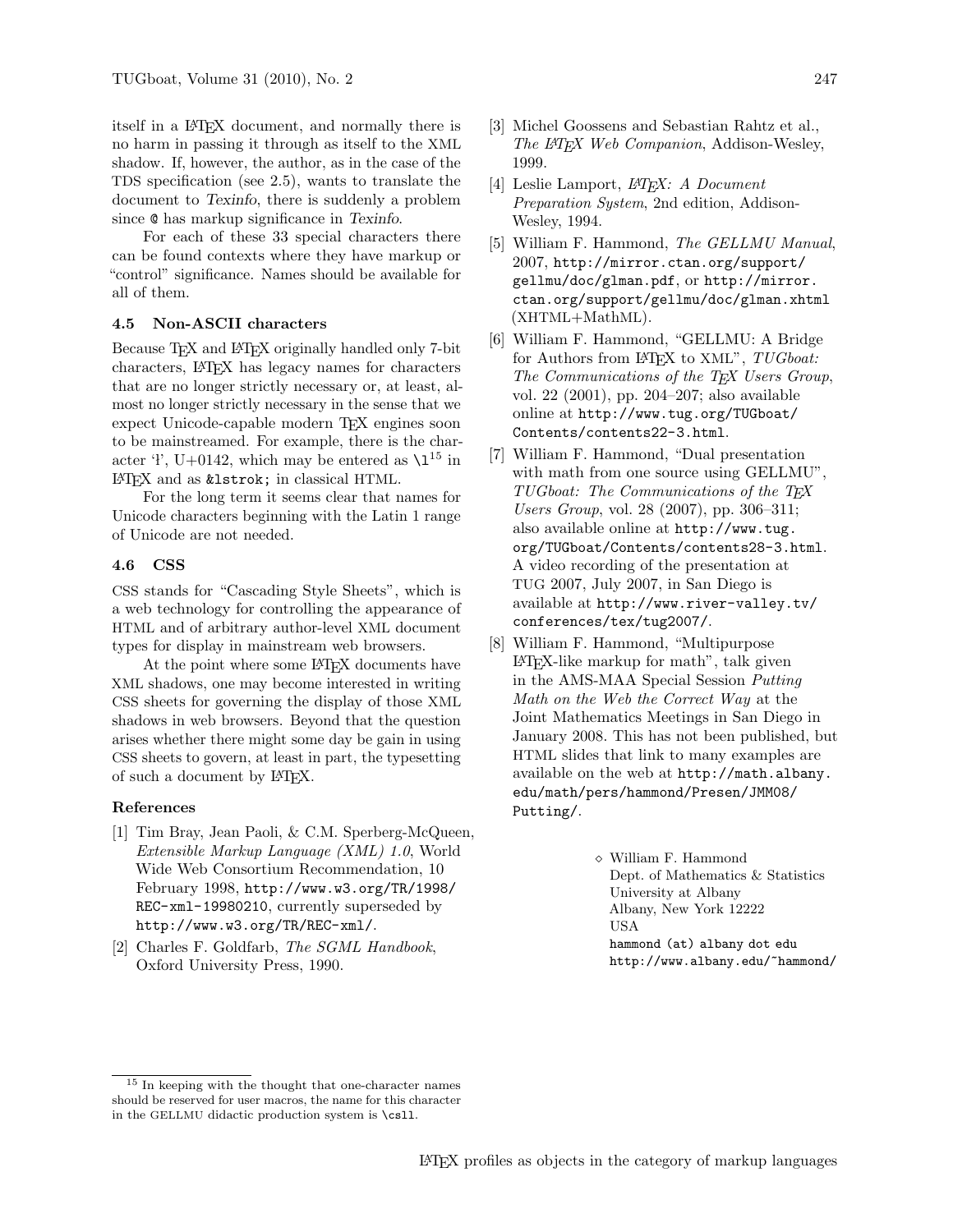itself in a LaTeX document, and normally there is no harm in passing it through as itself to the XML shadow. If, however, the author, as in the case of the TDS specification (see 2.5), wants to translate the document to *Texinfo*, there is suddenly a problem since @ has markup significance in *Texinfo*.

For each of these 33 special characters there can be found contexts where they have markup or "control" significance. Names should be available for all of them.

### 4.5 Non-ASCII characters

Because TeX and LaTeX originally handled only 7-bit characters, LaTeX has legacy names for characters that are no longer strictly necessary or, at least, almost no longer strictly necessary in the sense that we expect Unicode-capable modern TeX engines soon to be mainstreamed. For example, there is the character 'ł', U+0142, which may be entered as `\l`[15] in LaTeX and as `&lstrok;` in classical HTML.

For the long term it seems clear that names for Unicode characters beginning with the Latin 1 range of Unicode are not needed.

### 4.6 CSS

CSS stands for "Cascading Style Sheets", which is a web technology for controlling the appearance of HTML and of arbitrary author-level XML document types for display in mainstream web browsers.

At the point where some LaTeX documents have XML shadows, one may become interested in writing CSS sheets for governing the display of those XML shadows in web browsers. Beyond that the question arises whether there might some day be gain in using CSS sheets to govern, at least in part, the typesetting of such a document by LaTeX.

#### References

[1] Tim Bray, Jean Paoli, & C.M. Sperberg-McQueen, *Extensible Markup Language (XML) 1.0*, World Wide Web Consortium Recommendation, 10 February 1998, `http://www.w3.org/TR/1998/REC-xml-19980210`, currently superseded by `http://www.w3.org/TR/REC-xml/`.

[2] Charles F. Goldfarb, *The SGML Handbook*, Oxford University Press, 1990.

[3] Michel Goossens and Sebastian Rahtz et al., *The LaTeX Web Companion*, Addison-Wesley, 1999.

[4] Leslie Lamport, *LaTeX: A Document Preparation System*, 2nd edition, Addison-Wesley, 1994.

[5] William F. Hammond, *The GELLMU Manual*, 2007, `http://mirror.ctan.org/support/gellmu/doc/glman.pdf`, or `http://mirror.ctan.org/support/gellmu/doc/glman.xhtml` (XHTML+MathML).

[6] William F. Hammond, "GELLMU: A Bridge for Authors from LaTeX to XML", *TUGboat: The Communications of the TeX Users Group*, vol. 22 (2001), pp. 204–207; also available online at `http://www.tug.org/TUGboat/Contents/contents22-3.html`.

[7] William F. Hammond, "Dual presentation with math from one source using GELLMU", *TUGboat: The Communications of the TeX Users Group*, vol. 28 (2007), pp. 306–311; also available online at `http://www.tug.org/TUGboat/Contents/contents28-3.html`. A video recording of the presentation at TUG 2007, July 2007, in San Diego is available at `http://www.river-valley.tv/conferences/tex/tug2007/`.

[8] William F. Hammond, "Multipurpose LaTeX-like markup for math", talk given in the AMS-MAA Special Session *Putting Math on the Web the Correct Way* at the Joint Mathematics Meetings in San Diego in January 2008. This has not been published, but HTML slides that link to many examples are available on the web at `http://math.albany.edu/math/pers/hammond/Presen/JMM08/Putting/`.

⋄ William F. Hammond
Dept. of Mathematics & Statistics
University at Albany
Albany, New York 12222
USA
`hammond (at) albany dot edu`
`http://www.albany.edu/~hammond/`

---

[15] In keeping with the thought that one-character names should be reserved for user macros, the name for this character in the GELLMU didactic production system is `\csll`.